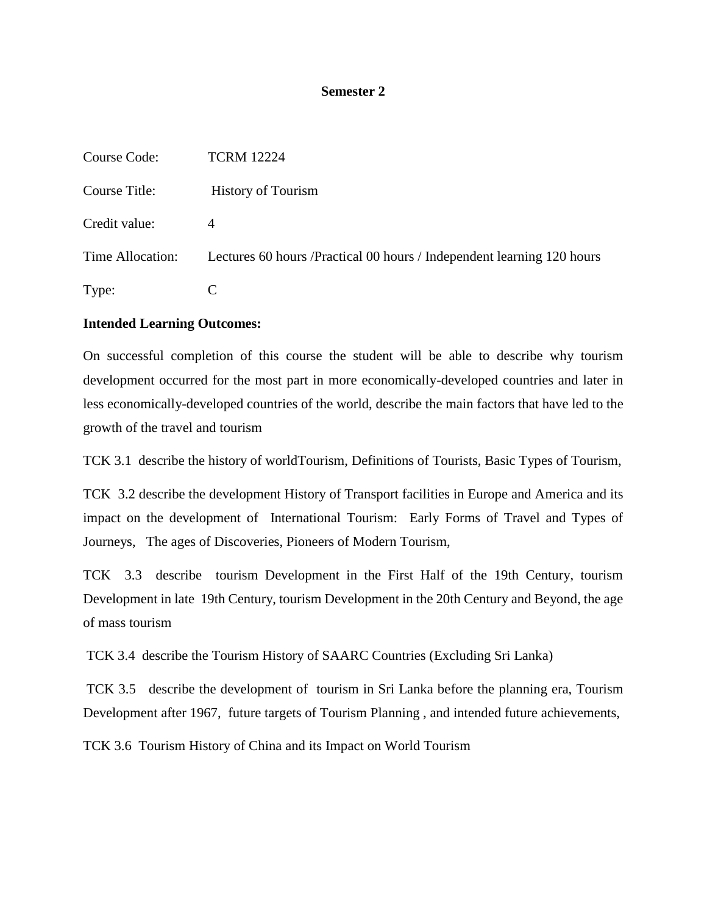**Semester 2**

Course Code: TCRM 12224

Course Title: History of Tourism

Credit value: 4

Time Allocation: Lectures 60 hours /Practical 00 hours / Independent learning 120 hours

Type: C

**Intended Learning Outcomes:**

On successful completion of this course the student will be able to describe why tourism development occurred for the most part in more economically-developed countries and later in less economically-developed countries of the world, describe the main factors that have led to the growth of the travel and tourism

TCK 3.1 describe the history of worldTourism, Definitions of Tourists, Basic Types of Tourism,

TCK 3.2 describe the development History of Transport facilities in Europe and America and its impact on the development of International Tourism: Early Forms of Travel and Types of Journeys, The ages of Discoveries, Pioneers of Modern Tourism,

TCK 3.3 describe tourism Development in the First Half of the 19th Century, tourism Development in late 19th Century, tourism Development in the 20th Century and Beyond, the age of mass tourism

TCK 3.4 describe the Tourism History of SAARC Countries (Excluding Sri Lanka)

TCK 3.5 describe the development of tourism in Sri Lanka before the planning era, Tourism Development after 1967, future targets of Tourism Planning , and intended future achievements,

TCK 3.6 Tourism History of China and its Impact on World Tourism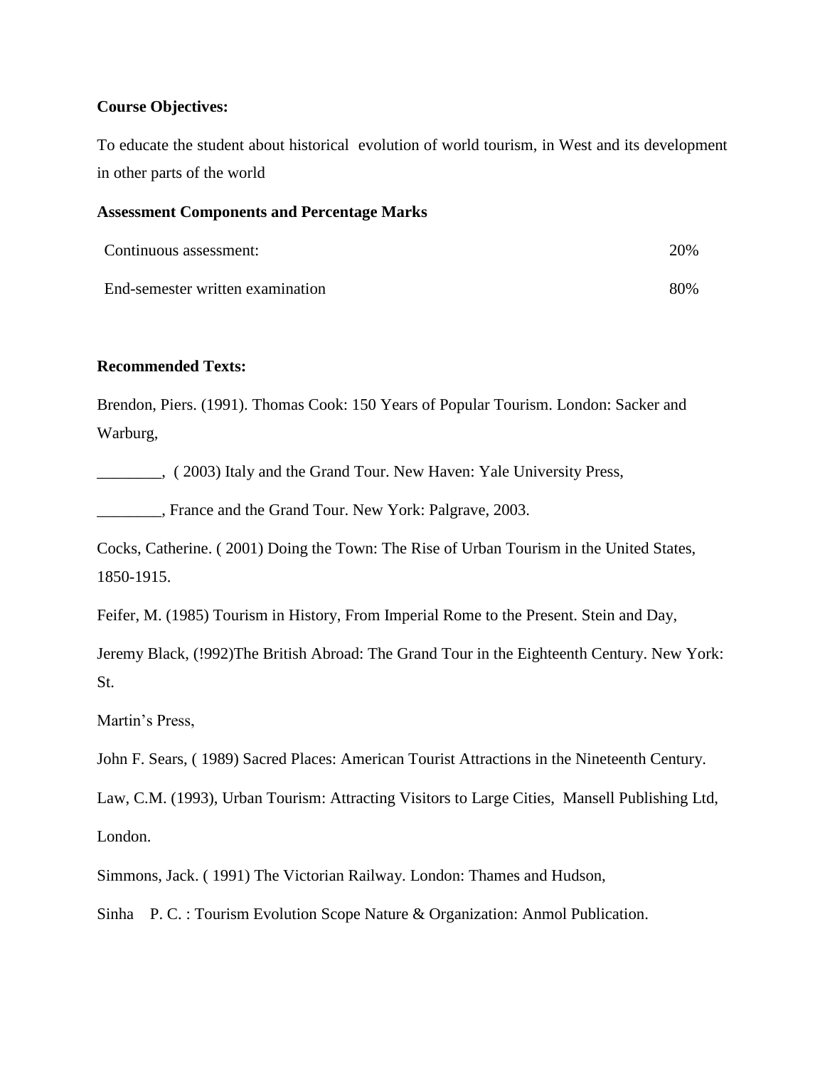**Course Objectives:**

To educate the student about historical evolution of world tourism, in West and its development in other parts of the world

**Assessment Components and Percentage Marks**

| | |
|---|---|
| Continuous assessment: | 20% |
| End-semester written examination | 80% |

**Recommended Texts:**

Brendon, Piers. (1991). Thomas Cook: 150 Years of Popular Tourism. London: Sacker and Warburg,

________, ( 2003) Italy and the Grand Tour. New Haven: Yale University Press,

________, France and the Grand Tour. New York: Palgrave, 2003.

Cocks, Catherine. ( 2001) Doing the Town: The Rise of Urban Tourism in the United States, 1850-1915.

Feifer, M. (1985) Tourism in History, From Imperial Rome to the Present. Stein and Day,

Jeremy Black, (!992)The British Abroad: The Grand Tour in the Eighteenth Century. New York: St.

Martin's Press,

John F. Sears, ( 1989) Sacred Places: American Tourist Attractions in the Nineteenth Century.

Law, C.M. (1993), Urban Tourism: Attracting Visitors to Large Cities, Mansell Publishing Ltd,

London.

Simmons, Jack. ( 1991) The Victorian Railway. London: Thames and Hudson,

Sinha P. C. : Tourism Evolution Scope Nature & Organization: Anmol Publication.